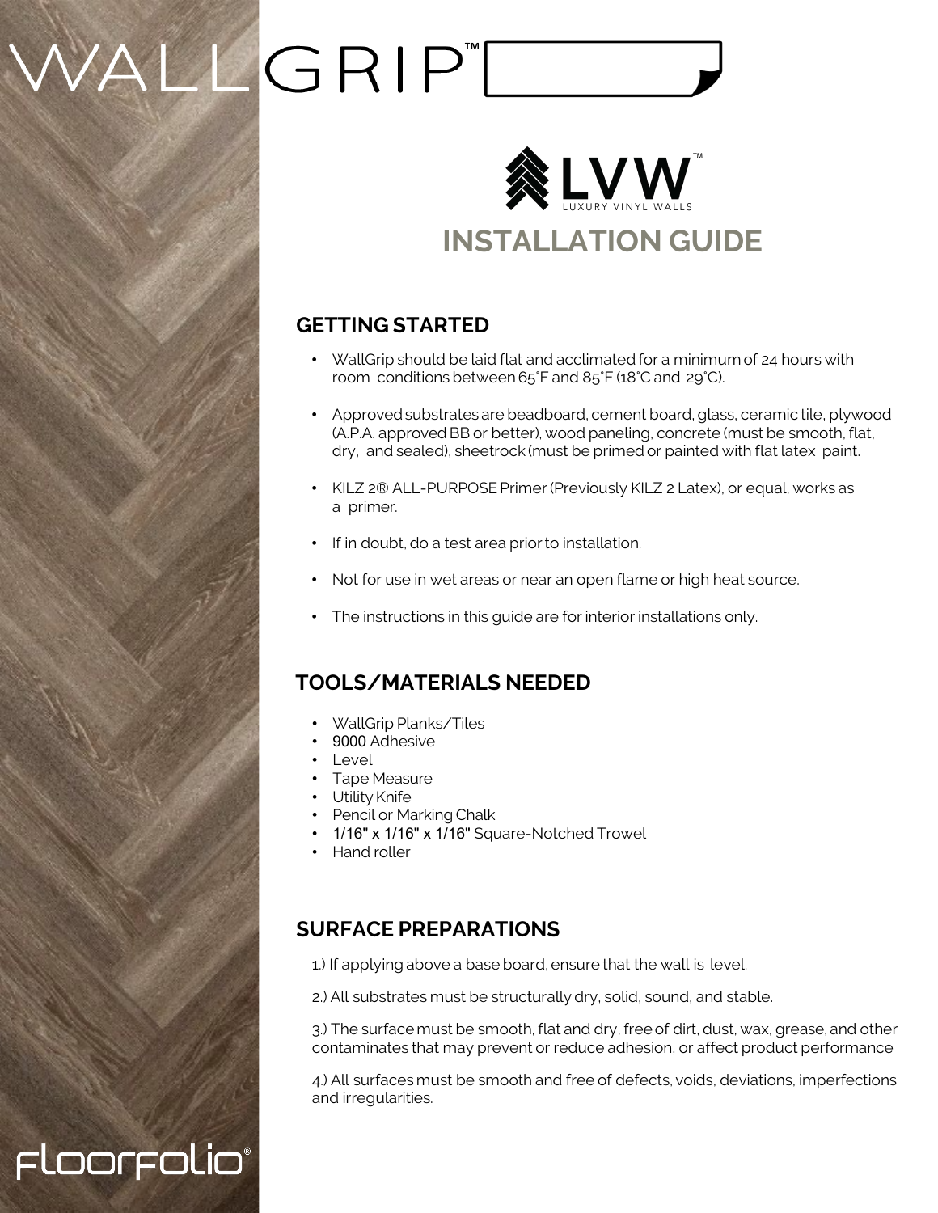# WALLGRIP™

## LVW™ LUXURY VINYL WALLS

# INSTALLATION GUIDE

## GETTING STARTED

- WallGrip should be laid flat and acclimated for a minimum of 24 hours with room conditions between 65˚F and 85˚F (18˚C and 29˚C).
- Approved substrates are beadboard, cement board, glass, ceramic tile, plywood (A.P.A. approved BB or better), wood paneling, concrete (must be smooth, flat, dry, and sealed), sheetrock (must be primed or painted with flat latex paint.
- KILZ 2® ALL-PURPOSE Primer (Previously KILZ 2 Latex), or equal, works as a primer.
- If in doubt, do a test area prior to installation.
- Not for use in wet areas or near an open flame or high heat source.
- The instructions in this guide are for interior installations only.

## TOOLS/MATERIALS NEEDED

- WallGrip Planks/Tiles
- 9000 Adhesive
- Level
- Tape Measure
- Utility Knife
- Pencil or Marking Chalk
- 1/16" x 1/16" x 1/16" Square-Notched Trowel
- Hand roller

## SURFACE PREPARATIONS

1.) If applying above a base board, ensure that the wall is level.

2.) All substrates must be structurally dry, solid, sound, and stable.

3.) The surface must be smooth, flat and dry, free of dirt, dust, wax, grease, and other contaminates that may prevent or reduce adhesion, or affect product performance

4.) All surfaces must be smooth and free of defects, voids, deviations, imperfections and irregularities.

FloorFolio®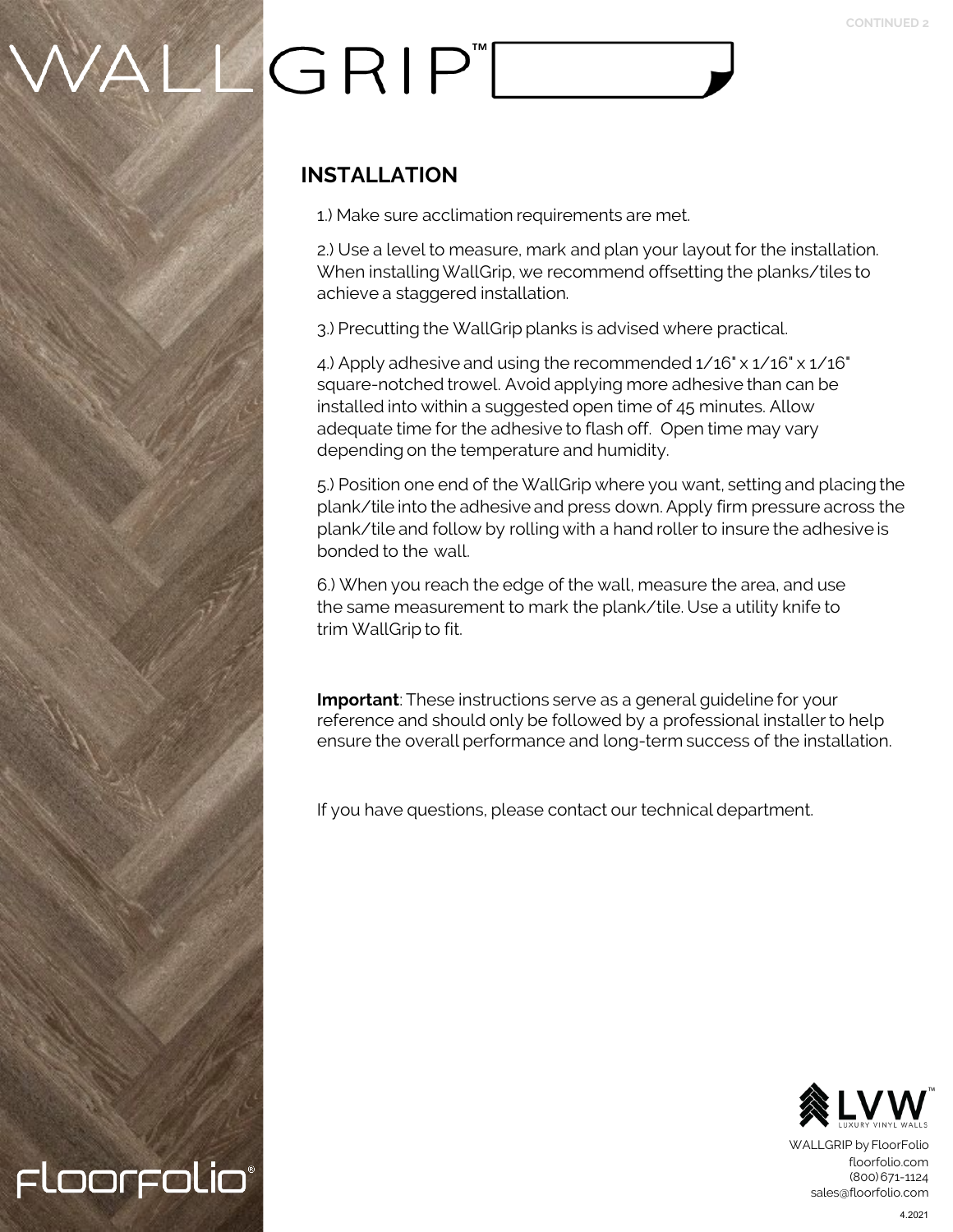# WALLGRIP™

## INSTALLATION

1.) Make sure acclimation requirements are met.

2.) Use a level to measure, mark and plan your layout for the installation. When installing WallGrip, we recommend offsetting the planks/tiles to achieve a staggered installation.

3.) Precutting the WallGrip planks is advised where practical.

4.) Apply adhesive and using the recommended 1/16" x 1/16" x 1/16" square-notched trowel. Avoid applying more adhesive than can be installed into within a suggested open time of 45 minutes. Allow adequate time for the adhesive to flash off. Open time may vary depending on the temperature and humidity.

5.) Position one end of the WallGrip where you want, setting and placing the plank/tile into the adhesive and press down. Apply firm pressure across the plank/tile and follow by rolling with a hand roller to insure the adhesive is bonded to the wall.

6.) When you reach the edge of the wall, measure the area, and use the same measurement to mark the plank/tile. Use a utility knife to trim WallGrip to fit.

**Important**: These instructions serve as a general guideline for your reference and should only be followed by a professional installer to help ensure the overall performance and long-term success of the installation.

If you have questions, please contact our technical department.

LVW™ LUXURY VINYL WALLS

WALLGRIP by FloorFolio
floorfolio.com
(800) 671-1124
sales@floorfolio.com

4.2021

FloorFolio®